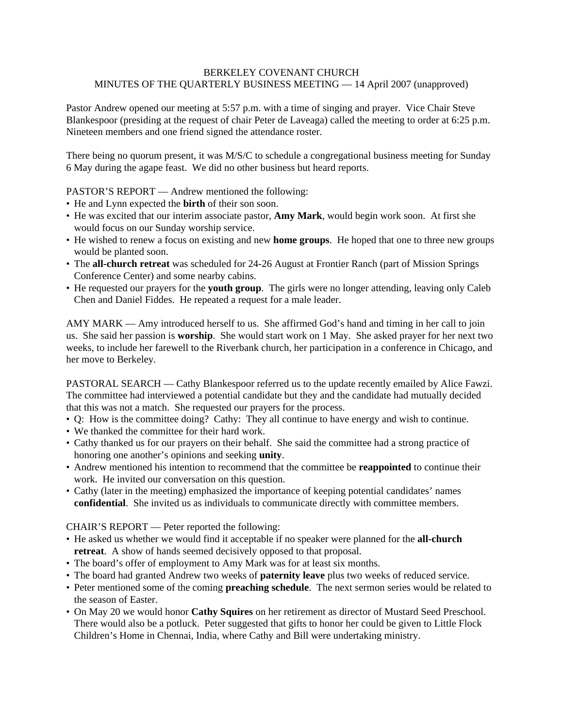# BERKELEY COVENANT CHURCH

## MINUTES OF THE QUARTERLY BUSINESS MEETING — 14 April 2007 (unapproved)

Pastor Andrew opened our meeting at 5:57 p.m. with a time of singing and prayer. Vice Chair Steve Blankespoor (presiding at the request of chair Peter de Laveaga) called the meeting to order at 6:25 p.m. Nineteen members and one friend signed the attendance roster.

There being no quorum present, it was M/S/C to schedule a congregational business meeting for Sunday 6 May during the agape feast. We did no other business but heard reports.

PASTOR'S REPORT — Andrew mentioned the following:

- He and Lynn expected the **birth** of their son soon.
- He was excited that our interim associate pastor, **Amy Mark**, would begin work soon. At first she would focus on our Sunday worship service.
- He wished to renew a focus on existing and new **home groups**. He hoped that one to three new groups would be planted soon.
- The **all-church retreat** was scheduled for 24-26 August at Frontier Ranch (part of Mission Springs Conference Center) and some nearby cabins.
- He requested our prayers for the **youth group**. The girls were no longer attending, leaving only Caleb Chen and Daniel Fiddes. He repeated a request for a male leader.

AMY MARK — Amy introduced herself to us. She affirmed God's hand and timing in her call to join us. She said her passion is **worship**. She would start work on 1 May. She asked prayer for her next two weeks, to include her farewell to the Riverbank church, her participation in a conference in Chicago, and her move to Berkeley.

PASTORAL SEARCH — Cathy Blankespoor referred us to the update recently emailed by Alice Fawzi. The committee had interviewed a potential candidate but they and the candidate had mutually decided that this was not a match. She requested our prayers for the process.

- Q: How is the committee doing? Cathy: They all continue to have energy and wish to continue.
- We thanked the committee for their hard work.
- Cathy thanked us for our prayers on their behalf. She said the committee had a strong practice of honoring one another's opinions and seeking **unity**.
- Andrew mentioned his intention to recommend that the committee be **reappointed** to continue their work. He invited our conversation on this question.
- Cathy (later in the meeting) emphasized the importance of keeping potential candidates' names **confidential**. She invited us as individuals to communicate directly with committee members.

CHAIR'S REPORT — Peter reported the following:

- He asked us whether we would find it acceptable if no speaker were planned for the **all-church retreat**. A show of hands seemed decisively opposed to that proposal.
- The board's offer of employment to Amy Mark was for at least six months.
- The board had granted Andrew two weeks of **paternity leave** plus two weeks of reduced service.
- Peter mentioned some of the coming **preaching schedule**. The next sermon series would be related to the season of Easter.
- On May 20 we would honor **Cathy Squires** on her retirement as director of Mustard Seed Preschool. There would also be a potluck. Peter suggested that gifts to honor her could be given to Little Flock Children's Home in Chennai, India, where Cathy and Bill were undertaking ministry.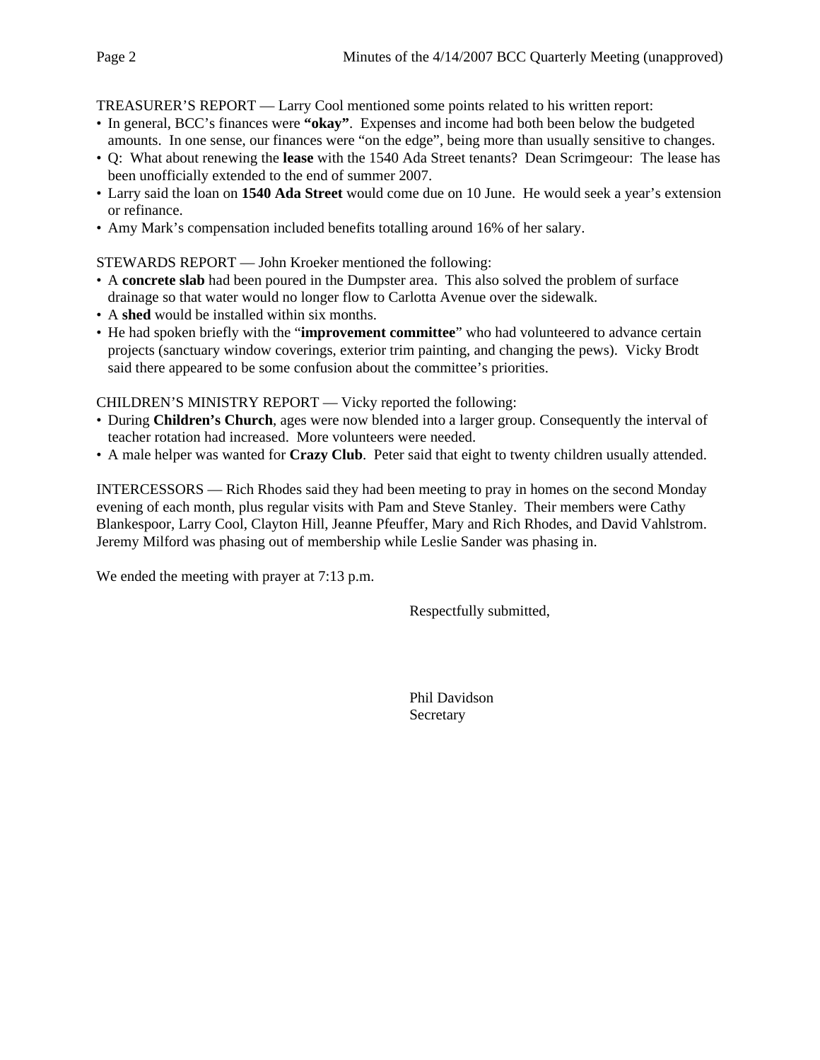TREASURER'S REPORT — Larry Cool mentioned some points related to his written report:

- In general, BCC's finances were **"okay"**. Expenses and income had both been below the budgeted amounts. In one sense, our finances were "on the edge", being more than usually sensitive to changes.
- Q: What about renewing the **lease** with the 1540 Ada Street tenants? Dean Scrimgeour: The lease has been unofficially extended to the end of summer 2007.
- Larry said the loan on **1540 Ada Street** would come due on 10 June. He would seek a year's extension or refinance.
- Amy Mark's compensation included benefits totalling around 16% of her salary.

STEWARDS REPORT — John Kroeker mentioned the following:

- A **concrete slab** had been poured in the Dumpster area. This also solved the problem of surface drainage so that water would no longer flow to Carlotta Avenue over the sidewalk.
- A **shed** would be installed within six months.
- He had spoken briefly with the "**improvement committee**" who had volunteered to advance certain projects (sanctuary window coverings, exterior trim painting, and changing the pews). Vicky Brodt said there appeared to be some confusion about the committee's priorities.

CHILDREN'S MINISTRY REPORT — Vicky reported the following:

- During **Children's Church**, ages were now blended into a larger group. Consequently the interval of teacher rotation had increased. More volunteers were needed.
- A male helper was wanted for **Crazy Club**. Peter said that eight to twenty children usually attended.

INTERCESSORS — Rich Rhodes said they had been meeting to pray in homes on the second Monday evening of each month, plus regular visits with Pam and Steve Stanley. Their members were Cathy Blankespoor, Larry Cool, Clayton Hill, Jeanne Pfeuffer, Mary and Rich Rhodes, and David Vahlstrom. Jeremy Milford was phasing out of membership while Leslie Sander was phasing in.

We ended the meeting with prayer at 7:13 p.m.

Respectfully submitted,

Phil Davidson
Secretary